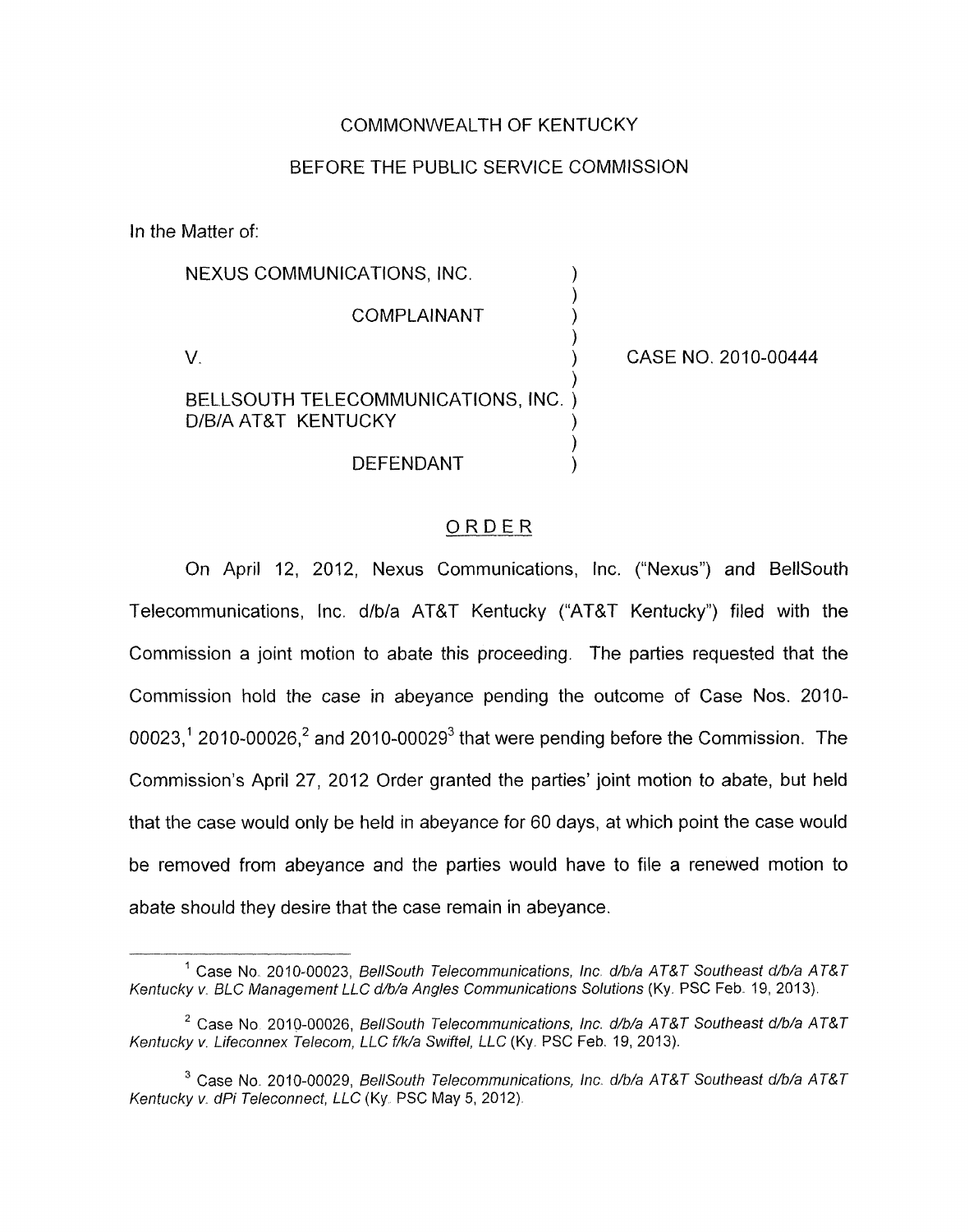COMMONWEALTH OF KENTUCKY

BEFORE THE PUBLIC SERVICE COMMISSION

In the Matter of:

| | | |
|---|---|---|
| NEXUS COMMUNICATIONS, INC. | ) | |
| COMPLAINANT | ) | |
| V. | ) | CASE NO. 2010-00444 |
| BELLSOUTH TELECOMMUNICATIONS, INC. D/B/A AT&T KENTUCKY | ) | |
| DEFENDANT | ) | |

ORDER

On April 12, 2012, Nexus Communications, Inc. ("Nexus") and BellSouth Telecommunications, Inc. d/b/a AT&T Kentucky ("AT&T Kentucky") filed with the Commission a joint motion to abate this proceeding. The parties requested that the Commission hold the case in abeyance pending the outcome of Case Nos. 2010-00023,[1] 2010-00026,[2] and 2010-00029[3] that were pending before the Commission. The Commission's April 27, 2012 Order granted the parties' joint motion to abate, but held that the case would only be held in abeyance for 60 days, at which point the case would be removed from abeyance and the parties would have to file a renewed motion to abate should they desire that the case remain in abeyance.

---

[1] Case No. 2010-00023, *BellSouth Telecommunications, Inc. d/b/a AT&T Southeast d/b/a AT&T Kentucky v. BLC Management LLC d/b/a Angles Communications Solutions* (Ky. PSC Feb. 19, 2013).

[2] Case No. 2010-00026, *BellSouth Telecommunications, Inc. d/b/a AT&T Southeast d/b/a AT&T Kentucky v. Lifeconnex Telecom, LLC f/k/a Swiftel, LLC* (Ky. PSC Feb. 19, 2013).

[3] Case No. 2010-00029, *BellSouth Telecommunications, Inc. d/b/a AT&T Southeast d/b/a AT&T Kentucky v. dPi Teleconnect, LLC* (Ky. PSC May 5, 2012).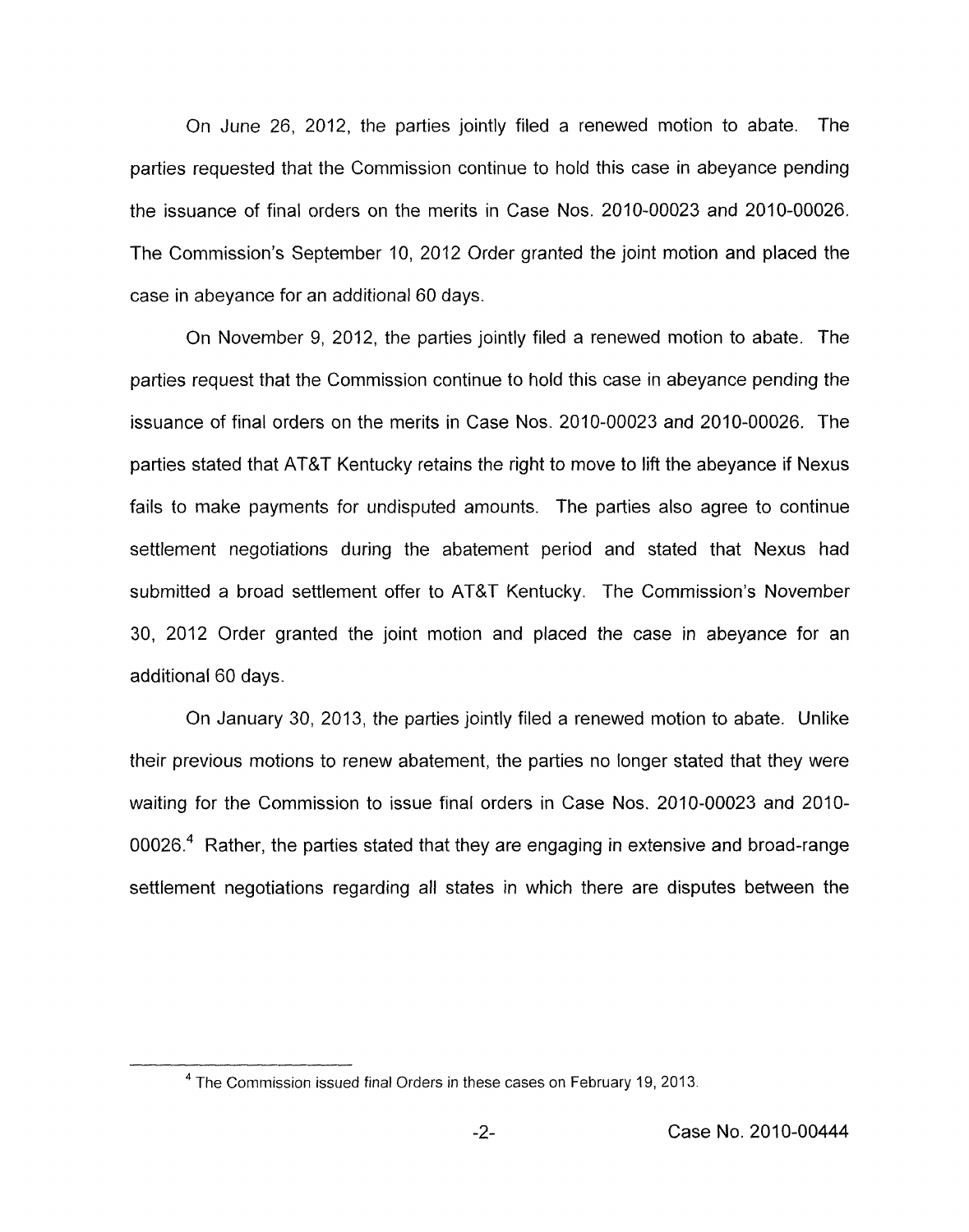On June 26, 2012, the parties jointly filed a renewed motion to abate. The parties requested that the Commission continue to hold this case in abeyance pending the issuance of final orders on the merits in Case Nos. 2010-00023 and 2010-00026. The Commission's September 10, 2012 Order granted the joint motion and placed the case in abeyance for an additional 60 days.

On November 9, 2012, the parties jointly filed a renewed motion to abate. The parties request that the Commission continue to hold this case in abeyance pending the issuance of final orders on the merits in Case Nos. 2010-00023 and 2010-00026. The parties stated that AT&T Kentucky retains the right to move to lift the abeyance if Nexus fails to make payments for undisputed amounts. The parties also agree to continue settlement negotiations during the abatement period and stated that Nexus had submitted a broad settlement offer to AT&T Kentucky. The Commission's November 30, 2012 Order granted the joint motion and placed the case in abeyance for an additional 60 days.

On January 30, 2013, the parties jointly filed a renewed motion to abate. Unlike their previous motions to renew abatement, the parties no longer stated that they were waiting for the Commission to issue final orders in Case Nos. 2010-00023 and 2010-00026.[4] Rather, the parties stated that they are engaging in extensive and broad-range settlement negotiations regarding all states in which there are disputes between the

[4] The Commission issued final Orders in these cases on February 19, 2013.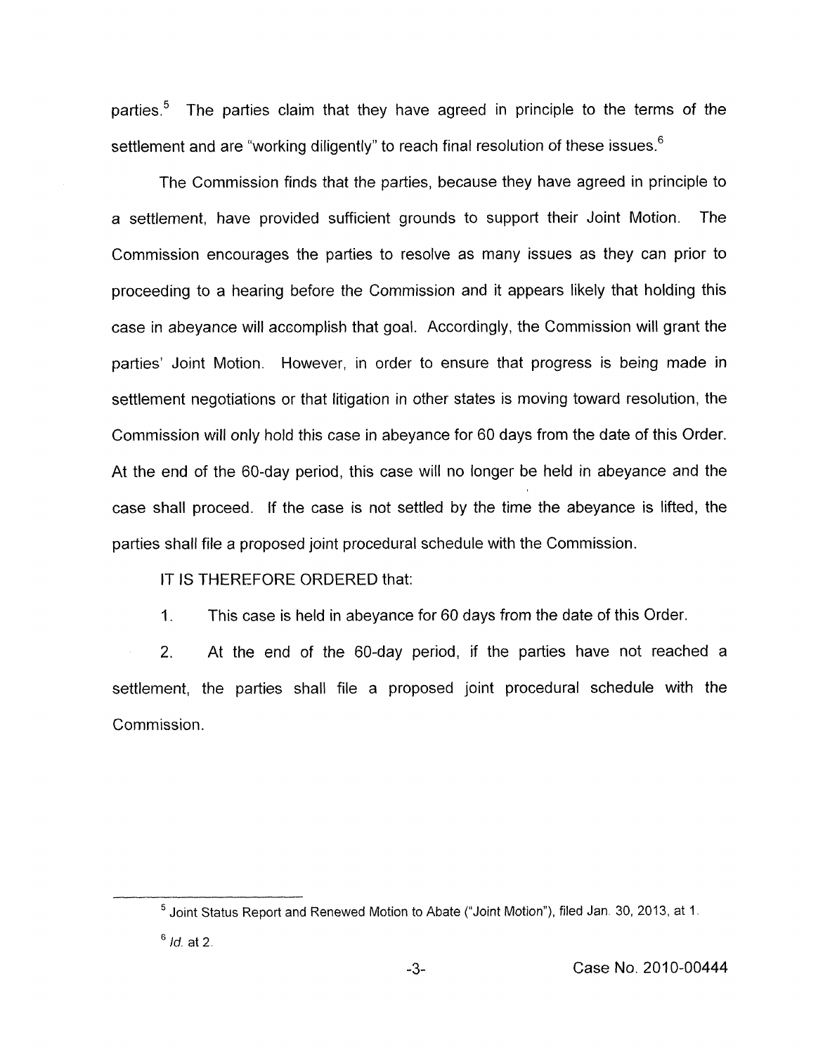parties.[5] The parties claim that they have agreed in principle to the terms of the settlement and are "working diligently" to reach final resolution of these issues.[6]

The Commission finds that the parties, because they have agreed in principle to a settlement, have provided sufficient grounds to support their Joint Motion. The Commission encourages the parties to resolve as many issues as they can prior to proceeding to a hearing before the Commission and it appears likely that holding this case in abeyance will accomplish that goal. Accordingly, the Commission will grant the parties' Joint Motion. However, in order to ensure that progress is being made in settlement negotiations or that litigation in other states is moving toward resolution, the Commission will only hold this case in abeyance for 60 days from the date of this Order. At the end of the 60-day period, this case will no longer be held in abeyance and the case shall proceed. If the case is not settled by the time the abeyance is lifted, the parties shall file a proposed joint procedural schedule with the Commission.

IT IS THEREFORE ORDERED that:

1. This case is held in abeyance for 60 days from the date of this Order.

2. At the end of the 60-day period, if the parties have not reached a settlement, the parties shall file a proposed joint procedural schedule with the Commission.

---

[5] Joint Status Report and Renewed Motion to Abate ("Joint Motion"), filed Jan. 30, 2013, at 1.

[6] *Id.* at 2.

Case No. 2010-00444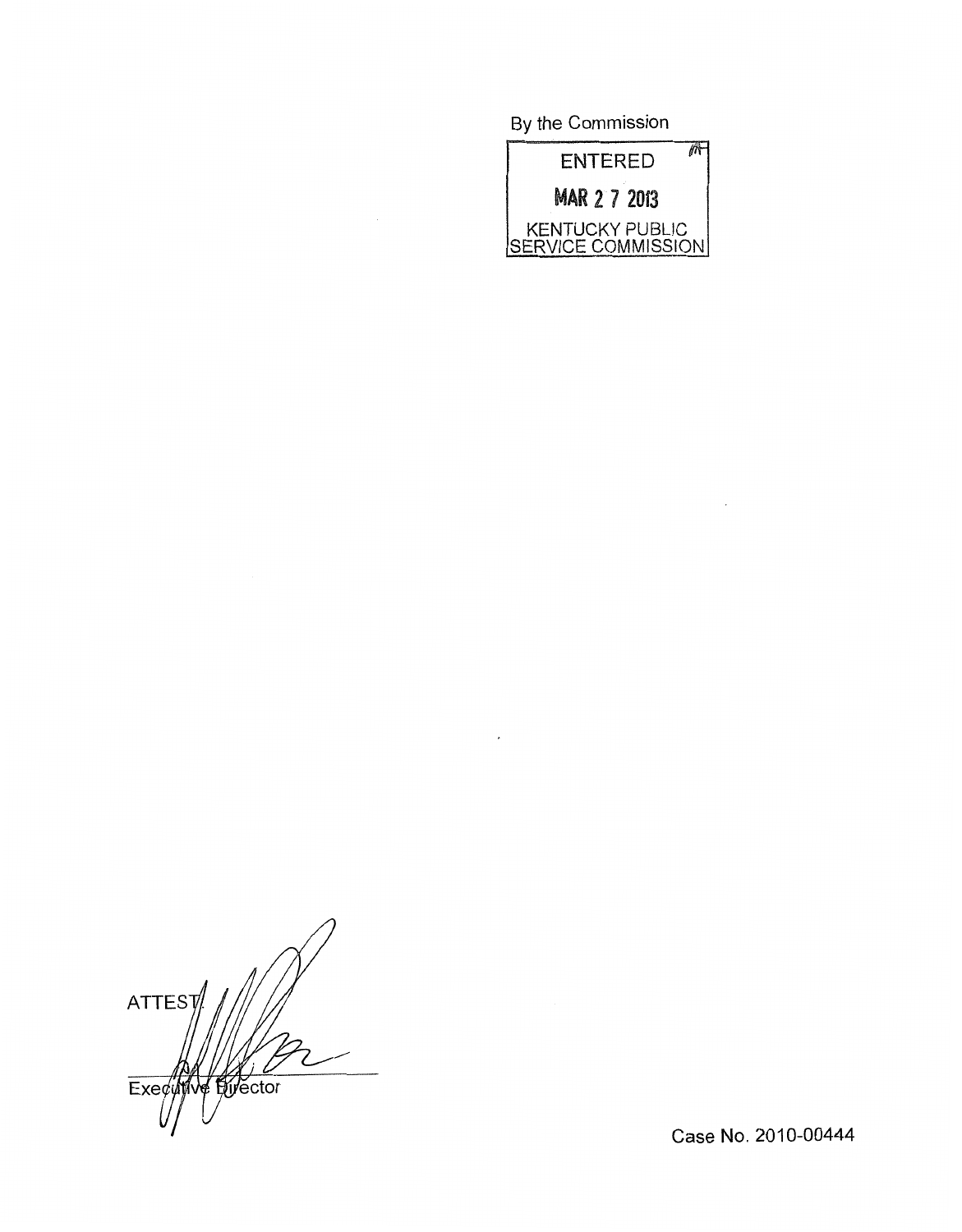By the Commission

ENTERED

MAR 27 2013

KENTUCKY PUBLIC SERVICE COMMISSION

ATTEST:

Executive Director

Case No. 2010-00444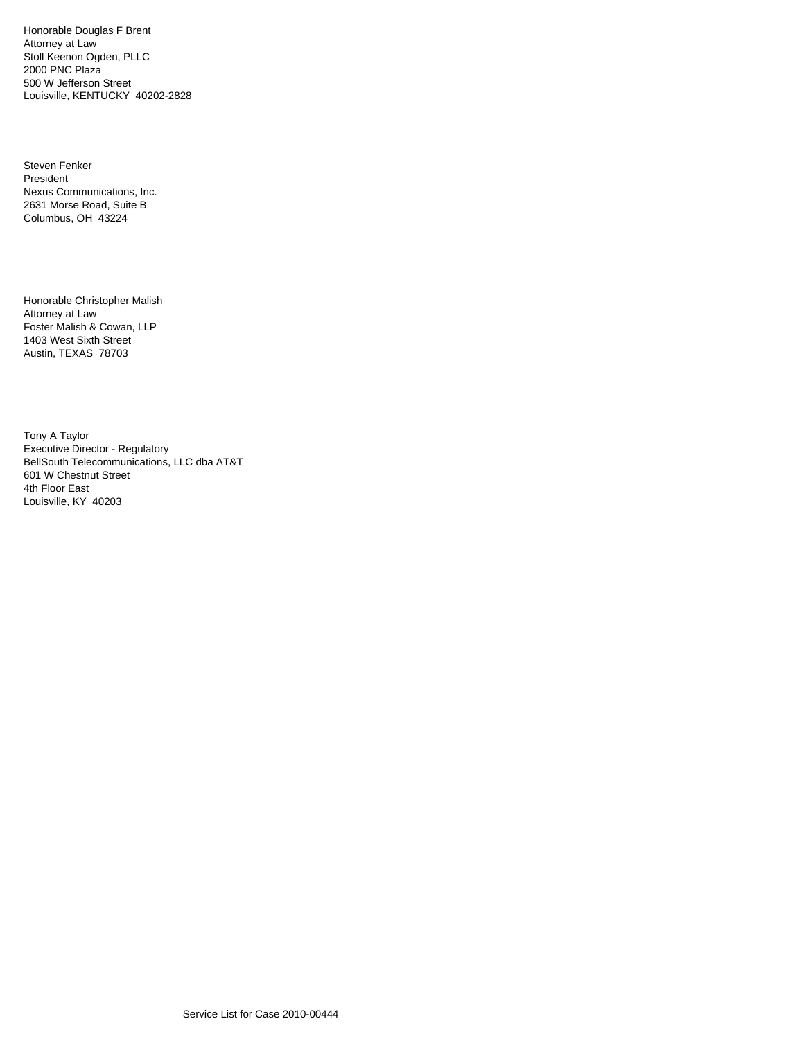Honorable Douglas F Brent
Attorney at Law
Stoll Keenon Ogden, PLLC
2000 PNC Plaza
500 W Jefferson Street
Louisville, KENTUCKY 40202-2828

Steven Fenker
President
Nexus Communications, Inc.
2631 Morse Road, Suite B
Columbus, OH 43224

Honorable Christopher Malish
Attorney at Law
Foster Malish & Cowan, LLP
1403 West Sixth Street
Austin, TEXAS 78703

Tony A Taylor
Executive Director - Regulatory
BellSouth Telecommunications, LLC dba AT&T
601 W Chestnut Street
4th Floor East
Louisville, KY 40203

Service List for Case 2010-00444